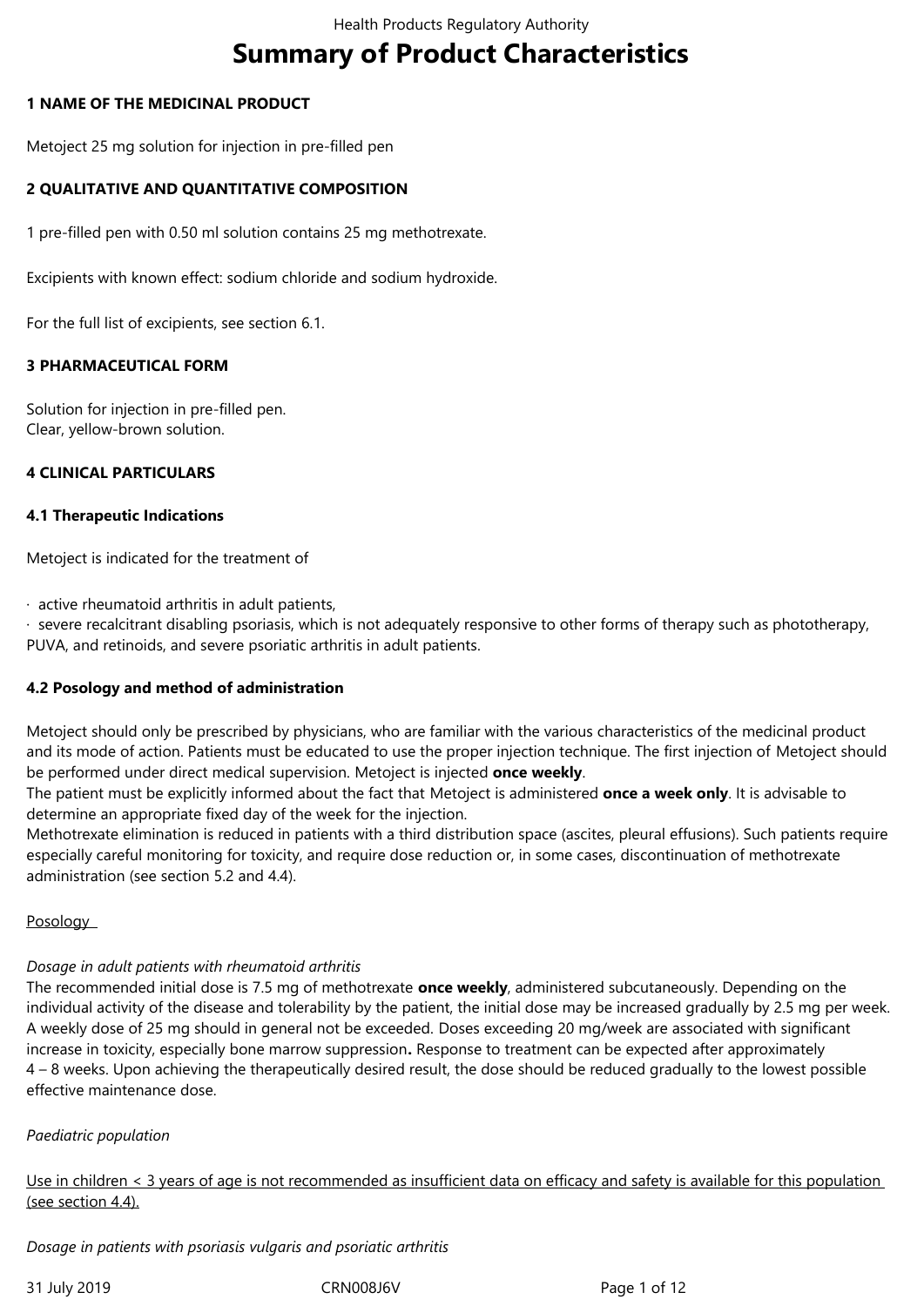# Summary of Product Characteristics

## 1 NAME OF THE MEDICINAL PRODUCT

Metoject 25 mg solution for injection in pre-filled pen

## 2 QUALITATIVE AND QUANTITATIVE COMPOSITION

1 pre-filled pen with 0.50 ml solution contains 25 mg methotrexate.

Excipients with known effect: sodium chloride and sodium hydroxide.

For the full list of excipients, see section 6.1.

## 3 PHARMACEUTICAL FORM

Solution for injection in pre-filled pen.
Clear, yellow-brown solution.

## 4 CLINICAL PARTICULARS

### 4.1 Therapeutic Indications

Metoject is indicated for the treatment of

- active rheumatoid arthritis in adult patients,
- severe recalcitrant disabling psoriasis, which is not adequately responsive to other forms of therapy such as phototherapy, PUVA, and retinoids, and severe psoriatic arthritis in adult patients.

### 4.2 Posology and method of administration

Metoject should only be prescribed by physicians, who are familiar with the various characteristics of the medicinal product and its mode of action. Patients must be educated to use the proper injection technique. The first injection of Metoject should be performed under direct medical supervision. Metoject is injected **once weekly**.
The patient must be explicitly informed about the fact that Metoject is administered **once a week only**. It is advisable to determine an appropriate fixed day of the week for the injection.
Methotrexate elimination is reduced in patients with a third distribution space (ascites, pleural effusions). Such patients require especially careful monitoring for toxicity, and require dose reduction or, in some cases, discontinuation of methotrexate administration (see section 5.2 and 4.4).

Posology

*Dosage in adult patients with rheumatoid arthritis*
The recommended initial dose is 7.5 mg of methotrexate **once weekly**, administered subcutaneously. Depending on the individual activity of the disease and tolerability by the patient, the initial dose may be increased gradually by 2.5 mg per week. A weekly dose of 25 mg should in general not be exceeded. Doses exceeding 20 mg/week are associated with significant increase in toxicity, especially bone marrow suppression**.** Response to treatment can be expected after approximately 4 – 8 weeks. Upon achieving the therapeutically desired result, the dose should be reduced gradually to the lowest possible effective maintenance dose.

*Paediatric population*

Use in children < 3 years of age is not recommended as insufficient data on efficacy and safety is available for this population (see section 4.4).

*Dosage in patients with psoriasis vulgaris and psoriatic arthritis*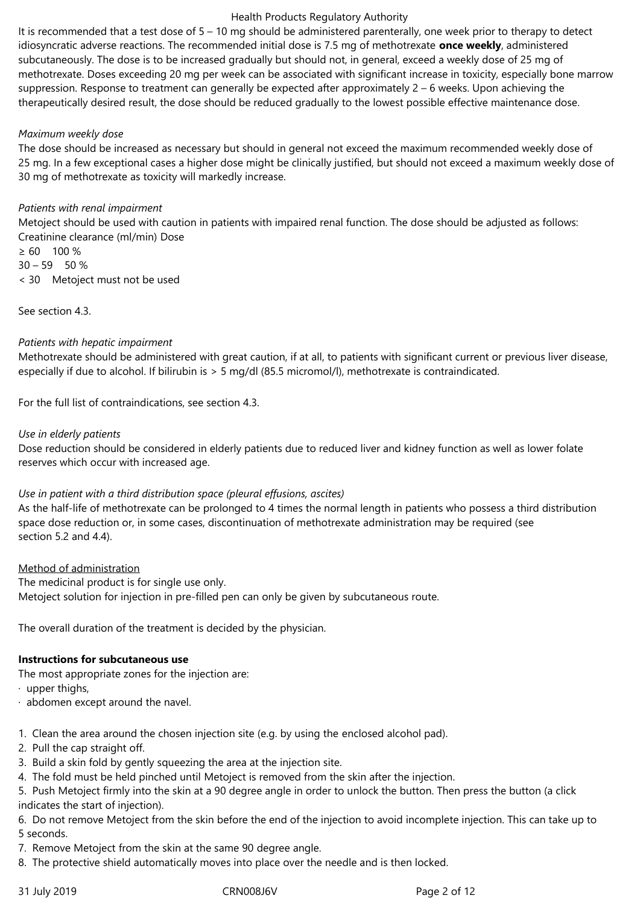It is recommended that a test dose of 5 – 10 mg should be administered parenterally, one week prior to therapy to detect idiosyncratic adverse reactions. The recommended initial dose is 7.5 mg of methotrexate **once weekly**, administered subcutaneously. The dose is to be increased gradually but should not, in general, exceed a weekly dose of 25 mg of methotrexate. Doses exceeding 20 mg per week can be associated with significant increase in toxicity, especially bone marrow suppression. Response to treatment can generally be expected after approximately 2 – 6 weeks. Upon achieving the therapeutically desired result, the dose should be reduced gradually to the lowest possible effective maintenance dose.

*Maximum weekly dose*
The dose should be increased as necessary but should in general not exceed the maximum recommended weekly dose of 25 mg. In a few exceptional cases a higher dose might be clinically justified, but should not exceed a maximum weekly dose of 30 mg of methotrexate as toxicity will markedly increase.

*Patients with renal impairment*
Metoject should be used with caution in patients with impaired renal function. The dose should be adjusted as follows:

| Creatinine clearance (ml/min) | Dose |
|---|---|
| ≥ 60 | 100 % |
| 30 – 59 | 50 % |
| < 30 | Metoject must not be used |

See section 4.3.

*Patients with hepatic impairment*
Methotrexate should be administered with great caution, if at all, to patients with significant current or previous liver disease, especially if due to alcohol. If bilirubin is > 5 mg/dl (85.5 micromol/l), methotrexate is contraindicated.

For the full list of contraindications, see section 4.3.

*Use in elderly patients*
Dose reduction should be considered in elderly patients due to reduced liver and kidney function as well as lower folate reserves which occur with increased age.

*Use in patient with a third distribution space (pleural effusions, ascites)*
As the half-life of methotrexate can be prolonged to 4 times the normal length in patients who possess a third distribution space dose reduction or, in some cases, discontinuation of methotrexate administration may be required (see section 5.2 and 4.4).

Method of administration
The medicinal product is for single use only.
Metoject solution for injection in pre-filled pen can only be given by subcutaneous route.

The overall duration of the treatment is decided by the physician.

**Instructions for subcutaneous use**
The most appropriate zones for the injection are:
- upper thighs,
- abdomen except around the navel.

1. Clean the area around the chosen injection site (e.g. by using the enclosed alcohol pad).
2. Pull the cap straight off.
3. Build a skin fold by gently squeezing the area at the injection site.
4. The fold must be held pinched until Metoject is removed from the skin after the injection.
5. Push Metoject firmly into the skin at a 90 degree angle in order to unlock the button. Then press the button (a click indicates the start of injection).
6. Do not remove Metoject from the skin before the end of the injection to avoid incomplete injection. This can take up to 5 seconds.
7. Remove Metoject from the skin at the same 90 degree angle.
8. The protective shield automatically moves into place over the needle and is then locked.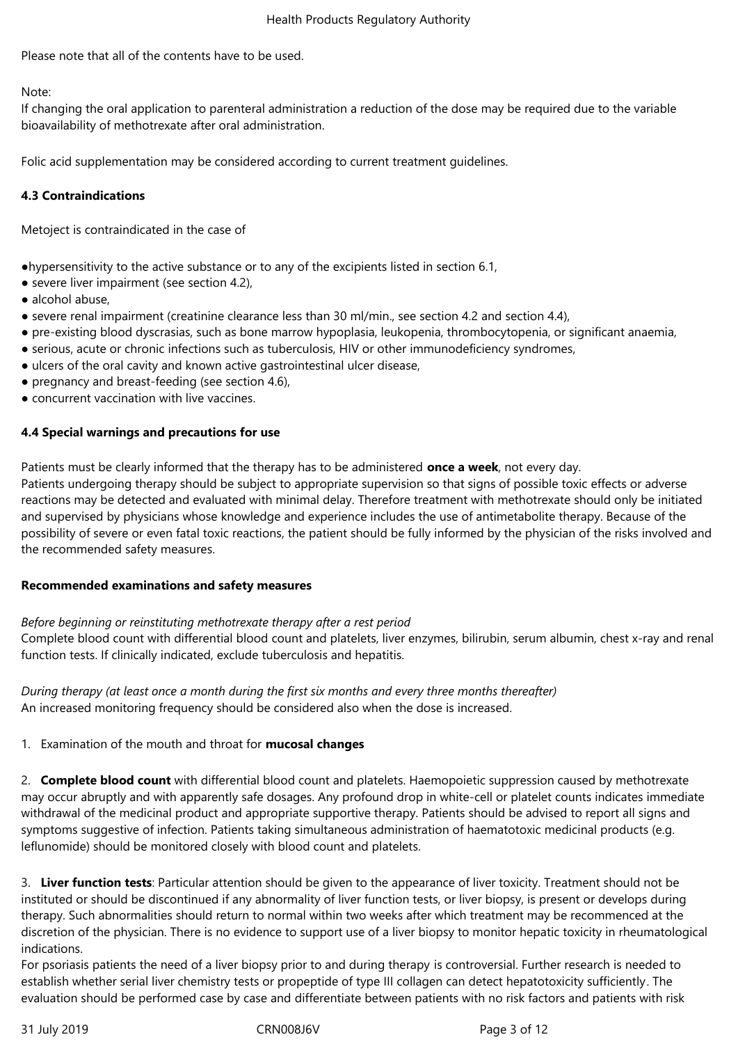Please note that all of the contents have to be used.

Note:
If changing the oral application to parenteral administration a reduction of the dose may be required due to the variable bioavailability of methotrexate after oral administration.

Folic acid supplementation may be considered according to current treatment guidelines.

**4.3 Contraindications**

Metoject is contraindicated in the case of

- hypersensitivity to the active substance or to any of the excipients listed in section 6.1,
- severe liver impairment (see section 4.2),
- alcohol abuse,
- severe renal impairment (creatinine clearance less than 30 ml/min., see section 4.2 and section 4.4),
- pre-existing blood dyscrasias, such as bone marrow hypoplasia, leukopenia, thrombocytopenia, or significant anaemia,
- serious, acute or chronic infections such as tuberculosis, HIV or other immunodeficiency syndromes,
- ulcers of the oral cavity and known active gastrointestinal ulcer disease,
- pregnancy and breast-feeding (see section 4.6),
- concurrent vaccination with live vaccines.

**4.4 Special warnings and precautions for use**

Patients must be clearly informed that the therapy has to be administered **once a week**, not every day.
Patients undergoing therapy should be subject to appropriate supervision so that signs of possible toxic effects or adverse reactions may be detected and evaluated with minimal delay. Therefore treatment with methotrexate should only be initiated and supervised by physicians whose knowledge and experience includes the use of antimetabolite therapy. Because of the possibility of severe or even fatal toxic reactions, the patient should be fully informed by the physician of the risks involved and the recommended safety measures.

**Recommended examinations and safety measures**

*Before beginning or reinstituting methotrexate therapy after a rest period*
Complete blood count with differential blood count and platelets, liver enzymes, bilirubin, serum albumin, chest x-ray and renal function tests. If clinically indicated, exclude tuberculosis and hepatitis.

*During therapy (at least once a month during the first six months and every three months thereafter)*
An increased monitoring frequency should be considered also when the dose is increased.

1. Examination of the mouth and throat for **mucosal changes**

2. **Complete blood count** with differential blood count and platelets. Haemopoietic suppression caused by methotrexate may occur abruptly and with apparently safe dosages. Any profound drop in white-cell or platelet counts indicates immediate withdrawal of the medicinal product and appropriate supportive therapy. Patients should be advised to report all signs and symptoms suggestive of infection. Patients taking simultaneous administration of haematotoxic medicinal products (e.g. leflunomide) should be monitored closely with blood count and platelets.

3. **Liver function tests**: Particular attention should be given to the appearance of liver toxicity. Treatment should not be instituted or should be discontinued if any abnormality of liver function tests, or liver biopsy, is present or develops during therapy. Such abnormalities should return to normal within two weeks after which treatment may be recommenced at the discretion of the physician. There is no evidence to support use of a liver biopsy to monitor hepatic toxicity in rheumatological indications.
For psoriasis patients the need of a liver biopsy prior to and during therapy is controversial. Further research is needed to establish whether serial liver chemistry tests or propeptide of type III collagen can detect hepatotoxicity sufficiently. The evaluation should be performed case by case and differentiate between patients with no risk factors and patients with risk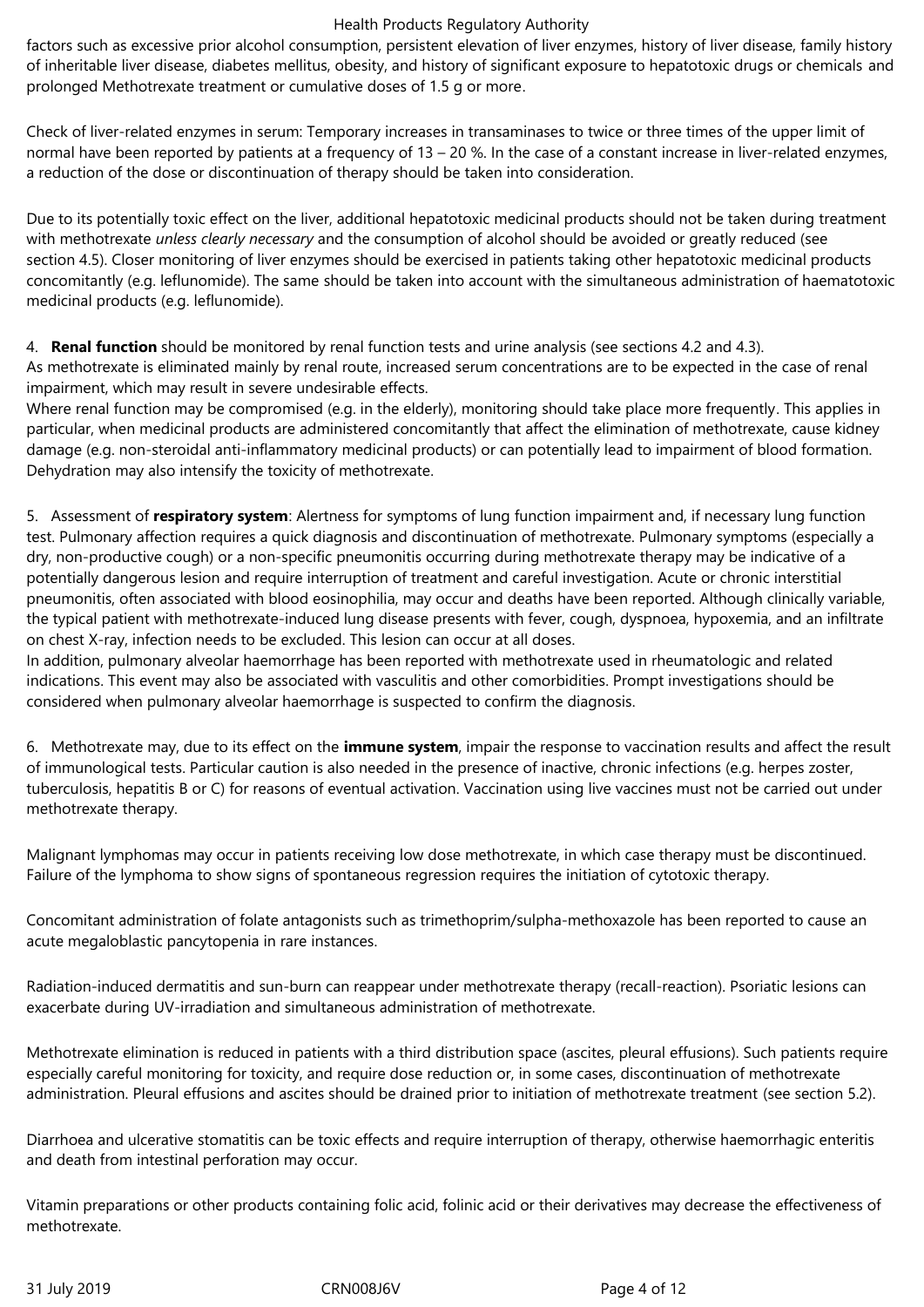factors such as excessive prior alcohol consumption, persistent elevation of liver enzymes, history of liver disease, family history of inheritable liver disease, diabetes mellitus, obesity, and history of significant exposure to hepatotoxic drugs or chemicals and prolonged Methotrexate treatment or cumulative doses of 1.5 g or more.

Check of liver-related enzymes in serum: Temporary increases in transaminases to twice or three times of the upper limit of normal have been reported by patients at a frequency of 13 – 20 %. In the case of a constant increase in liver-related enzymes, a reduction of the dose or discontinuation of therapy should be taken into consideration.

Due to its potentially toxic effect on the liver, additional hepatotoxic medicinal products should not be taken during treatment with methotrexate *unless clearly necessary* and the consumption of alcohol should be avoided or greatly reduced (see section 4.5). Closer monitoring of liver enzymes should be exercised in patients taking other hepatotoxic medicinal products concomitantly (e.g. leflunomide). The same should be taken into account with the simultaneous administration of haematotoxic medicinal products (e.g. leflunomide).

4. **Renal function** should be monitored by renal function tests and urine analysis (see sections 4.2 and 4.3).
As methotrexate is eliminated mainly by renal route, increased serum concentrations are to be expected in the case of renal impairment, which may result in severe undesirable effects.
Where renal function may be compromised (e.g. in the elderly), monitoring should take place more frequently. This applies in particular, when medicinal products are administered concomitantly that affect the elimination of methotrexate, cause kidney damage (e.g. non-steroidal anti-inflammatory medicinal products) or can potentially lead to impairment of blood formation. Dehydration may also intensify the toxicity of methotrexate.

5. Assessment of **respiratory system**: Alertness for symptoms of lung function impairment and, if necessary lung function test. Pulmonary affection requires a quick diagnosis and discontinuation of methotrexate. Pulmonary symptoms (especially a dry, non-productive cough) or a non-specific pneumonitis occurring during methotrexate therapy may be indicative of a potentially dangerous lesion and require interruption of treatment and careful investigation. Acute or chronic interstitial pneumonitis, often associated with blood eosinophilia, may occur and deaths have been reported. Although clinically variable, the typical patient with methotrexate-induced lung disease presents with fever, cough, dyspnoea, hypoxemia, and an infiltrate on chest X-ray, infection needs to be excluded. This lesion can occur at all doses.
In addition, pulmonary alveolar haemorrhage has been reported with methotrexate used in rheumatologic and related indications. This event may also be associated with vasculitis and other comorbidities. Prompt investigations should be considered when pulmonary alveolar haemorrhage is suspected to confirm the diagnosis.

6. Methotrexate may, due to its effect on the **immune system**, impair the response to vaccination results and affect the result of immunological tests. Particular caution is also needed in the presence of inactive, chronic infections (e.g. herpes zoster, tuberculosis, hepatitis B or C) for reasons of eventual activation. Vaccination using live vaccines must not be carried out under methotrexate therapy.

Malignant lymphomas may occur in patients receiving low dose methotrexate, in which case therapy must be discontinued. Failure of the lymphoma to show signs of spontaneous regression requires the initiation of cytotoxic therapy.

Concomitant administration of folate antagonists such as trimethoprim/sulpha-methoxazole has been reported to cause an acute megaloblastic pancytopenia in rare instances.

Radiation-induced dermatitis and sun-burn can reappear under methotrexate therapy (recall-reaction). Psoriatic lesions can exacerbate during UV-irradiation and simultaneous administration of methotrexate.

Methotrexate elimination is reduced in patients with a third distribution space (ascites, pleural effusions). Such patients require especially careful monitoring for toxicity, and require dose reduction or, in some cases, discontinuation of methotrexate administration. Pleural effusions and ascites should be drained prior to initiation of methotrexate treatment (see section 5.2).

Diarrhoea and ulcerative stomatitis can be toxic effects and require interruption of therapy, otherwise haemorrhagic enteritis and death from intestinal perforation may occur.

Vitamin preparations or other products containing folic acid, folinic acid or their derivatives may decrease the effectiveness of methotrexate.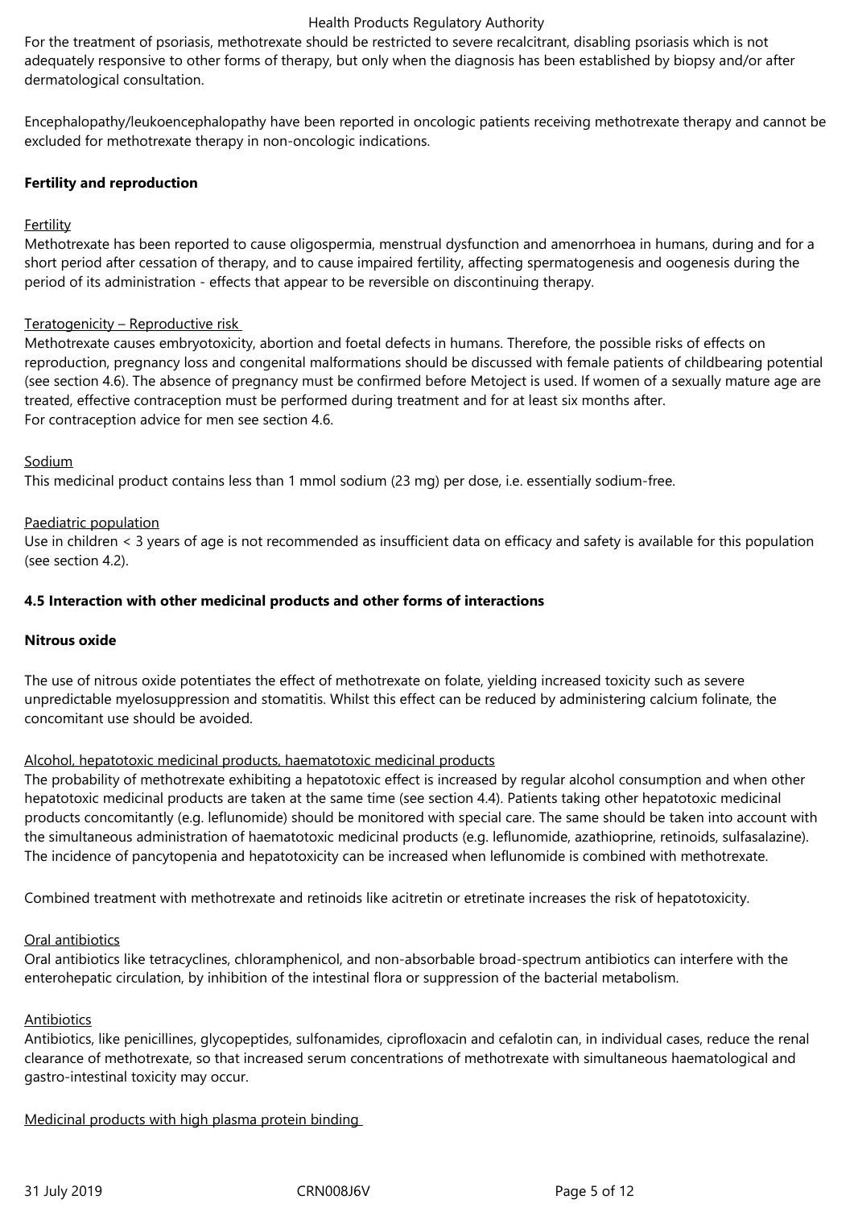For the treatment of psoriasis, methotrexate should be restricted to severe recalcitrant, disabling psoriasis which is not adequately responsive to other forms of therapy, but only when the diagnosis has been established by biopsy and/or after dermatological consultation.

Encephalopathy/leukoencephalopathy have been reported in oncologic patients receiving methotrexate therapy and cannot be excluded for methotrexate therapy in non-oncologic indications.

**Fertility and reproduction**

Fertility

Methotrexate has been reported to cause oligospermia, menstrual dysfunction and amenorrhoea in humans, during and for a short period after cessation of therapy, and to cause impaired fertility, affecting spermatogenesis and oogenesis during the period of its administration - effects that appear to be reversible on discontinuing therapy.

Teratogenicity – Reproductive risk

Methotrexate causes embryotoxicity, abortion and foetal defects in humans. Therefore, the possible risks of effects on reproduction, pregnancy loss and congenital malformations should be discussed with female patients of childbearing potential (see section 4.6). The absence of pregnancy must be confirmed before Metoject is used. If women of a sexually mature age are treated, effective contraception must be performed during treatment and for at least six months after.
For contraception advice for men see section 4.6.

Sodium

This medicinal product contains less than 1 mmol sodium (23 mg) per dose, i.e. essentially sodium-free.

Paediatric population

Use in children < 3 years of age is not recommended as insufficient data on efficacy and safety is available for this population (see section 4.2).

### 4.5 Interaction with other medicinal products and other forms of interactions

**Nitrous oxide**

The use of nitrous oxide potentiates the effect of methotrexate on folate, yielding increased toxicity such as severe unpredictable myelosuppression and stomatitis. Whilst this effect can be reduced by administering calcium folinate, the concomitant use should be avoided.

Alcohol, hepatotoxic medicinal products, haematotoxic medicinal products

The probability of methotrexate exhibiting a hepatotoxic effect is increased by regular alcohol consumption and when other hepatotoxic medicinal products are taken at the same time (see section 4.4). Patients taking other hepatotoxic medicinal products concomitantly (e.g. leflunomide) should be monitored with special care. The same should be taken into account with the simultaneous administration of haematotoxic medicinal products (e.g. leflunomide, azathioprine, retinoids, sulfasalazine). The incidence of pancytopenia and hepatotoxicity can be increased when leflunomide is combined with methotrexate.

Combined treatment with methotrexate and retinoids like acitretin or etretinate increases the risk of hepatotoxicity.

Oral antibiotics

Oral antibiotics like tetracyclines, chloramphenicol, and non-absorbable broad-spectrum antibiotics can interfere with the enterohepatic circulation, by inhibition of the intestinal flora or suppression of the bacterial metabolism.

Antibiotics

Antibiotics, like penicillines, glycopeptides, sulfonamides, ciprofloxacin and cefalotin can, in individual cases, reduce the renal clearance of methotrexate, so that increased serum concentrations of methotrexate with simultaneous haematological and gastro-intestinal toxicity may occur.

Medicinal products with high plasma protein binding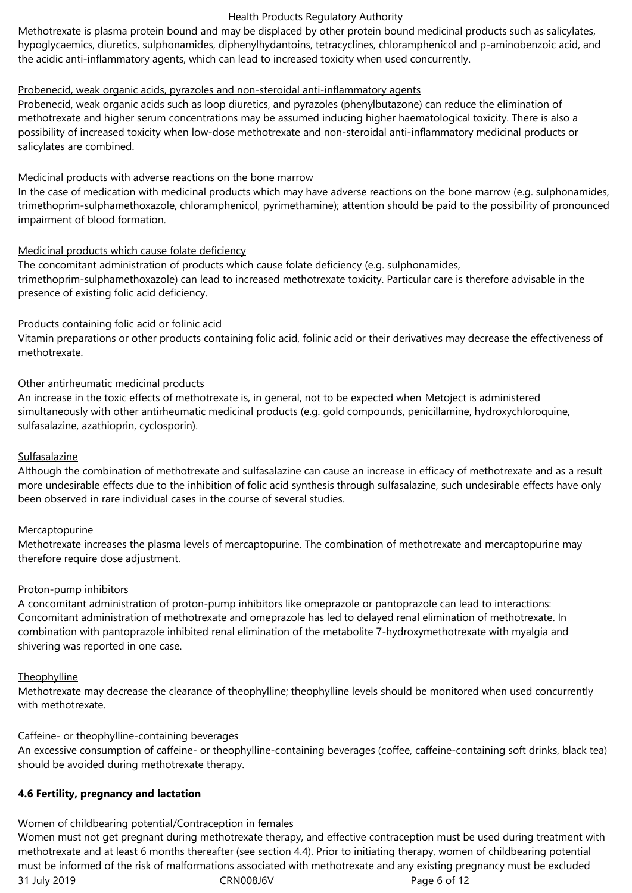Methotrexate is plasma protein bound and may be displaced by other protein bound medicinal products such as salicylates, hypoglycaemics, diuretics, sulphonamides, diphenylhydantoins, tetracyclines, chloramphenicol and p-aminobenzoic acid, and the acidic anti-inflammatory agents, which can lead to increased toxicity when used concurrently.

Probenecid, weak organic acids, pyrazoles and non-steroidal anti-inflammatory agents

Probenecid, weak organic acids such as loop diuretics, and pyrazoles (phenylbutazone) can reduce the elimination of methotrexate and higher serum concentrations may be assumed inducing higher haematological toxicity. There is also a possibility of increased toxicity when low-dose methotrexate and non-steroidal anti-inflammatory medicinal products or salicylates are combined.

Medicinal products with adverse reactions on the bone marrow

In the case of medication with medicinal products which may have adverse reactions on the bone marrow (e.g. sulphonamides, trimethoprim-sulphamethoxazole, chloramphenicol, pyrimethamine); attention should be paid to the possibility of pronounced impairment of blood formation.

Medicinal products which cause folate deficiency

The concomitant administration of products which cause folate deficiency (e.g. sulphonamides, trimethoprim-sulphamethoxazole) can lead to increased methotrexate toxicity. Particular care is therefore advisable in the presence of existing folic acid deficiency.

Products containing folic acid or folinic acid

Vitamin preparations or other products containing folic acid, folinic acid or their derivatives may decrease the effectiveness of methotrexate.

Other antirheumatic medicinal products

An increase in the toxic effects of methotrexate is, in general, not to be expected when Metoject is administered simultaneously with other antirheumatic medicinal products (e.g. gold compounds, penicillamine, hydroxychloroquine, sulfasalazine, azathioprin, cyclosporin).

Sulfasalazine

Although the combination of methotrexate and sulfasalazine can cause an increase in efficacy of methotrexate and as a result more undesirable effects due to the inhibition of folic acid synthesis through sulfasalazine, such undesirable effects have only been observed in rare individual cases in the course of several studies.

Mercaptopurine

Methotrexate increases the plasma levels of mercaptopurine. The combination of methotrexate and mercaptopurine may therefore require dose adjustment.

Proton-pump inhibitors

A concomitant administration of proton-pump inhibitors like omeprazole or pantoprazole can lead to interactions: Concomitant administration of methotrexate and omeprazole has led to delayed renal elimination of methotrexate. In combination with pantoprazole inhibited renal elimination of the metabolite 7-hydroxymethotrexate with myalgia and shivering was reported in one case.

Theophylline

Methotrexate may decrease the clearance of theophylline; theophylline levels should be monitored when used concurrently with methotrexate.

Caffeine- or theophylline-containing beverages

An excessive consumption of caffeine- or theophylline-containing beverages (coffee, caffeine-containing soft drinks, black tea) should be avoided during methotrexate therapy.

**4.6 Fertility, pregnancy and lactation**

Women of childbearing potential/Contraception in females

Women must not get pregnant during methotrexate therapy, and effective contraception must be used during treatment with methotrexate and at least 6 months thereafter (see section 4.4). Prior to initiating therapy, women of childbearing potential must be informed of the risk of malformations associated with methotrexate and any existing pregnancy must be excluded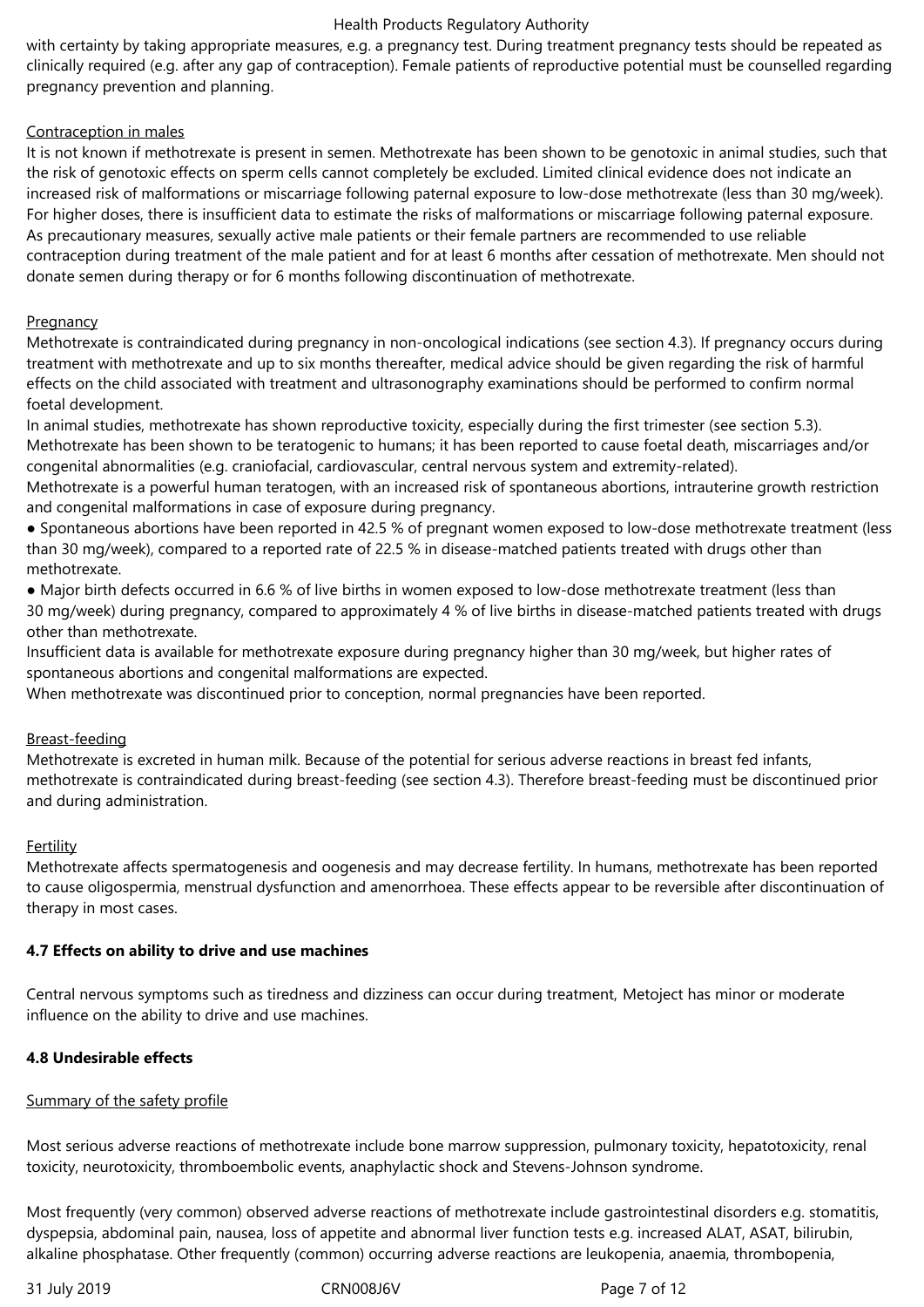with certainty by taking appropriate measures, e.g. a pregnancy test. During treatment pregnancy tests should be repeated as clinically required (e.g. after any gap of contraception). Female patients of reproductive potential must be counselled regarding pregnancy prevention and planning.

Contraception in males

It is not known if methotrexate is present in semen. Methotrexate has been shown to be genotoxic in animal studies, such that the risk of genotoxic effects on sperm cells cannot completely be excluded. Limited clinical evidence does not indicate an increased risk of malformations or miscarriage following paternal exposure to low-dose methotrexate (less than 30 mg/week). For higher doses, there is insufficient data to estimate the risks of malformations or miscarriage following paternal exposure. As precautionary measures, sexually active male patients or their female partners are recommended to use reliable contraception during treatment of the male patient and for at least 6 months after cessation of methotrexate. Men should not donate semen during therapy or for 6 months following discontinuation of methotrexate.

Pregnancy

Methotrexate is contraindicated during pregnancy in non-oncological indications (see section 4.3). If pregnancy occurs during treatment with methotrexate and up to six months thereafter, medical advice should be given regarding the risk of harmful effects on the child associated with treatment and ultrasonography examinations should be performed to confirm normal foetal development.

In animal studies, methotrexate has shown reproductive toxicity, especially during the first trimester (see section 5.3). Methotrexate has been shown to be teratogenic to humans; it has been reported to cause foetal death, miscarriages and/or congenital abnormalities (e.g. craniofacial, cardiovascular, central nervous system and extremity-related).

Methotrexate is a powerful human teratogen, with an increased risk of spontaneous abortions, intrauterine growth restriction and congenital malformations in case of exposure during pregnancy.

- Spontaneous abortions have been reported in 42.5 % of pregnant women exposed to low-dose methotrexate treatment (less than 30 mg/week), compared to a reported rate of 22.5 % in disease-matched patients treated with drugs other than methotrexate.
- Major birth defects occurred in 6.6 % of live births in women exposed to low-dose methotrexate treatment (less than 30 mg/week) during pregnancy, compared to approximately 4 % of live births in disease-matched patients treated with drugs other than methotrexate.

Insufficient data is available for methotrexate exposure during pregnancy higher than 30 mg/week, but higher rates of spontaneous abortions and congenital malformations are expected.

When methotrexate was discontinued prior to conception, normal pregnancies have been reported.

Breast-feeding

Methotrexate is excreted in human milk. Because of the potential for serious adverse reactions in breast fed infants, methotrexate is contraindicated during breast-feeding (see section 4.3). Therefore breast-feeding must be discontinued prior and during administration.

Fertility

Methotrexate affects spermatogenesis and oogenesis and may decrease fertility. In humans, methotrexate has been reported to cause oligospermia, menstrual dysfunction and amenorrhoea. These effects appear to be reversible after discontinuation of therapy in most cases.

**4.7 Effects on ability to drive and use machines**

Central nervous symptoms such as tiredness and dizziness can occur during treatment, Metoject has minor or moderate influence on the ability to drive and use machines.

**4.8 Undesirable effects**

Summary of the safety profile

Most serious adverse reactions of methotrexate include bone marrow suppression, pulmonary toxicity, hepatotoxicity, renal toxicity, neurotoxicity, thromboembolic events, anaphylactic shock and Stevens-Johnson syndrome.

Most frequently (very common) observed adverse reactions of methotrexate include gastrointestinal disorders e.g. stomatitis, dyspepsia, abdominal pain, nausea, loss of appetite and abnormal liver function tests e.g. increased ALAT, ASAT, bilirubin, alkaline phosphatase. Other frequently (common) occurring adverse reactions are leukopenia, anaemia, thrombopenia,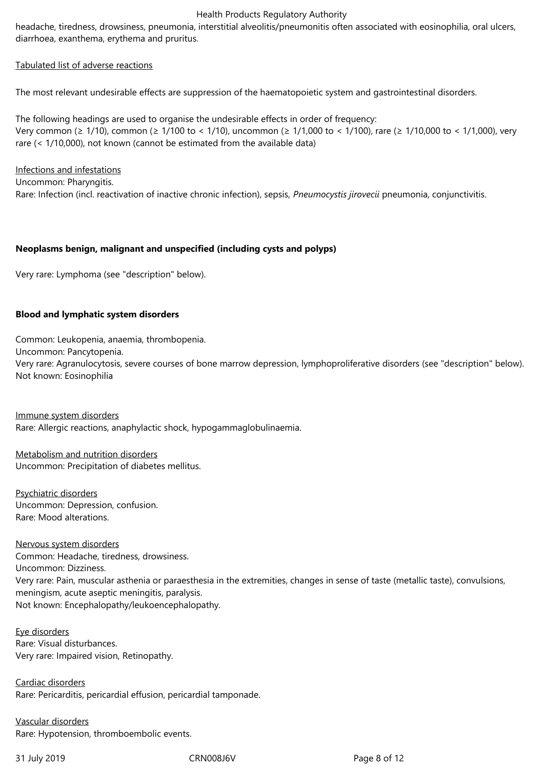headache, tiredness, drowsiness, pneumonia, interstitial alveolitis/pneumonitis often associated with eosinophilia, oral ulcers, diarrhoea, exanthema, erythema and pruritus.

Tabulated list of adverse reactions

The most relevant undesirable effects are suppression of the haematopoietic system and gastrointestinal disorders.

The following headings are used to organise the undesirable effects in order of frequency:
Very common (≥ 1/10), common (≥ 1/100 to < 1/10), uncommon (≥ 1/1,000 to < 1/100), rare (≥ 1/10,000 to < 1/1,000), very rare (< 1/10,000), not known (cannot be estimated from the available data)

Infections and infestations
Uncommon: Pharyngitis.
Rare: Infection (incl. reactivation of inactive chronic infection), sepsis, *Pneumocystis jirovecii* pneumonia, conjunctivitis.

**Neoplasms benign, malignant and unspecified (including cysts and polyps)**

Very rare: Lymphoma (see "description" below).

**Blood and lymphatic system disorders**

Common: Leukopenia, anaemia, thrombopenia.
Uncommon: Pancytopenia.
Very rare: Agranulocytosis, severe courses of bone marrow depression, lymphoproliferative disorders (see "description" below).
Not known: Eosinophilia

Immune system disorders
Rare: Allergic reactions, anaphylactic shock, hypogammaglobulinaemia.

Metabolism and nutrition disorders
Uncommon: Precipitation of diabetes mellitus.

Psychiatric disorders
Uncommon: Depression, confusion.
Rare: Mood alterations.

Nervous system disorders
Common: Headache, tiredness, drowsiness.
Uncommon: Dizziness.
Very rare: Pain, muscular asthenia or paraesthesia in the extremities, changes in sense of taste (metallic taste), convulsions, meningism, acute aseptic meningitis, paralysis.
Not known: Encephalopathy/leukoencephalopathy.

Eye disorders
Rare: Visual disturbances.
Very rare: Impaired vision, Retinopathy.

Cardiac disorders
Rare: Pericarditis, pericardial effusion, pericardial tamponade.

Vascular disorders
Rare: Hypotension, thromboembolic events.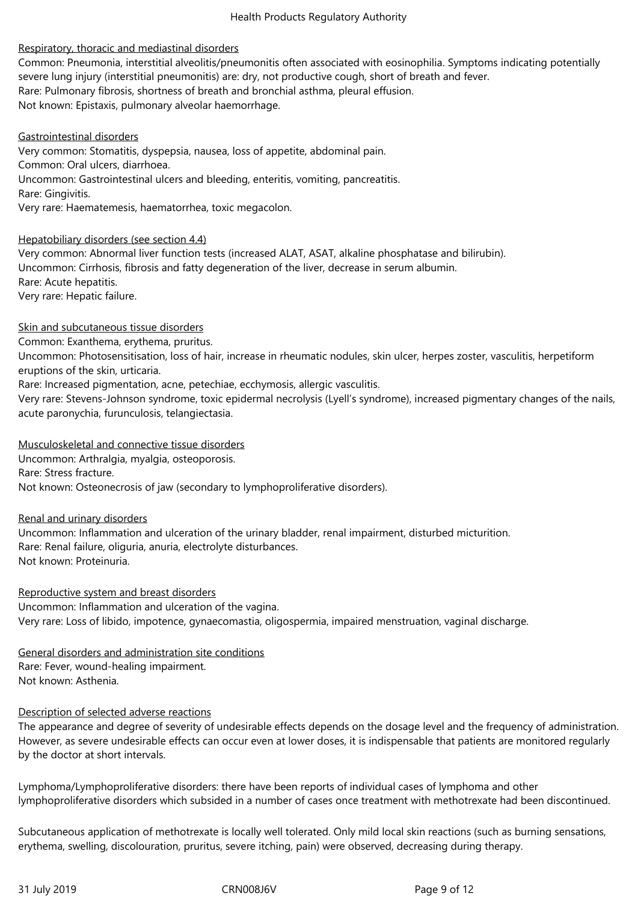Respiratory, thoracic and mediastinal disorders

Common: Pneumonia, interstitial alveolitis/pneumonitis often associated with eosinophilia. Symptoms indicating potentially severe lung injury (interstitial pneumonitis) are: dry, not productive cough, short of breath and fever.
Rare: Pulmonary fibrosis, shortness of breath and bronchial asthma, pleural effusion.
Not known: Epistaxis, pulmonary alveolar haemorrhage.

Gastrointestinal disorders

Very common: Stomatitis, dyspepsia, nausea, loss of appetite, abdominal pain.
Common: Oral ulcers, diarrhoea.
Uncommon: Gastrointestinal ulcers and bleeding, enteritis, vomiting, pancreatitis.
Rare: Gingivitis.
Very rare: Haematemesis, haematorrhea, toxic megacolon.

Hepatobiliary disorders (see section 4.4)

Very common: Abnormal liver function tests (increased ALAT, ASAT, alkaline phosphatase and bilirubin).
Uncommon: Cirrhosis, fibrosis and fatty degeneration of the liver, decrease in serum albumin.
Rare: Acute hepatitis.
Very rare: Hepatic failure.

Skin and subcutaneous tissue disorders

Common: Exanthema, erythema, pruritus.
Uncommon: Photosensitisation, loss of hair, increase in rheumatic nodules, skin ulcer, herpes zoster, vasculitis, herpetiform eruptions of the skin, urticaria.
Rare: Increased pigmentation, acne, petechiae, ecchymosis, allergic vasculitis.
Very rare: Stevens-Johnson syndrome, toxic epidermal necrolysis (Lyell's syndrome), increased pigmentary changes of the nails, acute paronychia, furunculosis, telangiectasia.

Musculoskeletal and connective tissue disorders

Uncommon: Arthralgia, myalgia, osteoporosis.
Rare: Stress fracture.
Not known: Osteonecrosis of jaw (secondary to lymphoproliferative disorders).

Renal and urinary disorders

Uncommon: Inflammation and ulceration of the urinary bladder, renal impairment, disturbed micturition.
Rare: Renal failure, oliguria, anuria, electrolyte disturbances.
Not known: Proteinuria.

Reproductive system and breast disorders

Uncommon: Inflammation and ulceration of the vagina.
Very rare: Loss of libido, impotence, gynaecomastia, oligospermia, impaired menstruation, vaginal discharge.

General disorders and administration site conditions

Rare: Fever, wound-healing impairment.
Not known: Asthenia.

Description of selected adverse reactions

The appearance and degree of severity of undesirable effects depends on the dosage level and the frequency of administration. However, as severe undesirable effects can occur even at lower doses, it is indispensable that patients are monitored regularly by the doctor at short intervals.

Lymphoma/Lymphoproliferative disorders: there have been reports of individual cases of lymphoma and other lymphoproliferative disorders which subsided in a number of cases once treatment with methotrexate had been discontinued.

Subcutaneous application of methotrexate is locally well tolerated. Only mild local skin reactions (such as burning sensations, erythema, swelling, discolouration, pruritus, severe itching, pain) were observed, decreasing during therapy.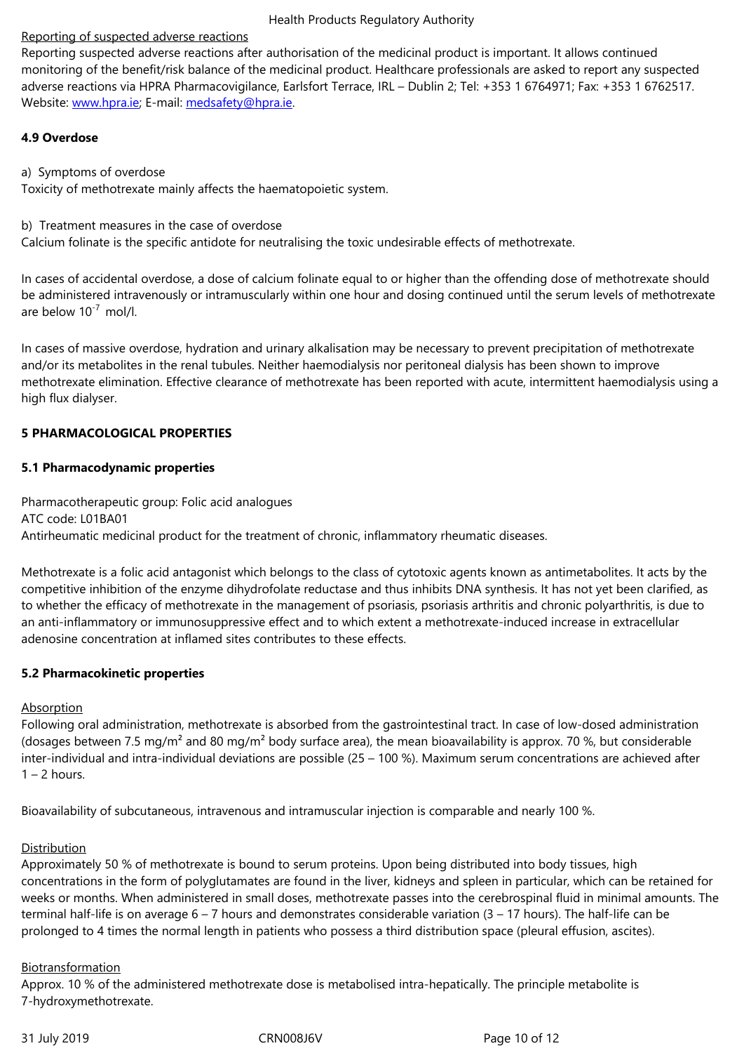Reporting of suspected adverse reactions

Reporting suspected adverse reactions after authorisation of the medicinal product is important. It allows continued monitoring of the benefit/risk balance of the medicinal product. Healthcare professionals are asked to report any suspected adverse reactions via HPRA Pharmacovigilance, Earlsfort Terrace, IRL – Dublin 2; Tel: +353 1 6764971; Fax: +353 1 6762517. Website: www.hpra.ie; E-mail: medsafety@hpra.ie.

**4.9 Overdose**

a) Symptoms of overdose

Toxicity of methotrexate mainly affects the haematopoietic system.

b) Treatment measures in the case of overdose

Calcium folinate is the specific antidote for neutralising the toxic undesirable effects of methotrexate.

In cases of accidental overdose, a dose of calcium folinate equal to or higher than the offending dose of methotrexate should be administered intravenously or intramuscularly within one hour and dosing continued until the serum levels of methotrexate are below $10^{-7}$ mol/l.

In cases of massive overdose, hydration and urinary alkalisation may be necessary to prevent precipitation of methotrexate and/or its metabolites in the renal tubules. Neither haemodialysis nor peritoneal dialysis has been shown to improve methotrexate elimination. Effective clearance of methotrexate has been reported with acute, intermittent haemodialysis using a high flux dialyser.

**5 PHARMACOLOGICAL PROPERTIES**

**5.1 Pharmacodynamic properties**

Pharmacotherapeutic group: Folic acid analogues
ATC code: L01BA01
Antirheumatic medicinal product for the treatment of chronic, inflammatory rheumatic diseases.

Methotrexate is a folic acid antagonist which belongs to the class of cytotoxic agents known as antimetabolites. It acts by the competitive inhibition of the enzyme dihydrofolate reductase and thus inhibits DNA synthesis. It has not yet been clarified, as to whether the efficacy of methotrexate in the management of psoriasis, psoriasis arthritis and chronic polyarthritis, is due to an anti-inflammatory or immunosuppressive effect and to which extent a methotrexate-induced increase in extracellular adenosine concentration at inflamed sites contributes to these effects.

**5.2 Pharmacokinetic properties**

Absorption

Following oral administration, methotrexate is absorbed from the gastrointestinal tract. In case of low-dosed administration (dosages between 7.5 mg/m² and 80 mg/m² body surface area), the mean bioavailability is approx. 70 %, but considerable inter-individual and intra-individual deviations are possible (25 – 100 %). Maximum serum concentrations are achieved after 1 – 2 hours.

Bioavailability of subcutaneous, intravenous and intramuscular injection is comparable and nearly 100 %.

Distribution

Approximately 50 % of methotrexate is bound to serum proteins. Upon being distributed into body tissues, high concentrations in the form of polyglutamates are found in the liver, kidneys and spleen in particular, which can be retained for weeks or months. When administered in small doses, methotrexate passes into the cerebrospinal fluid in minimal amounts. The terminal half-life is on average 6 – 7 hours and demonstrates considerable variation (3 – 17 hours). The half-life can be prolonged to 4 times the normal length in patients who possess a third distribution space (pleural effusion, ascites).

Biotransformation

Approx. 10 % of the administered methotrexate dose is metabolised intra-hepatically. The principle metabolite is 7-hydroxymethotrexate.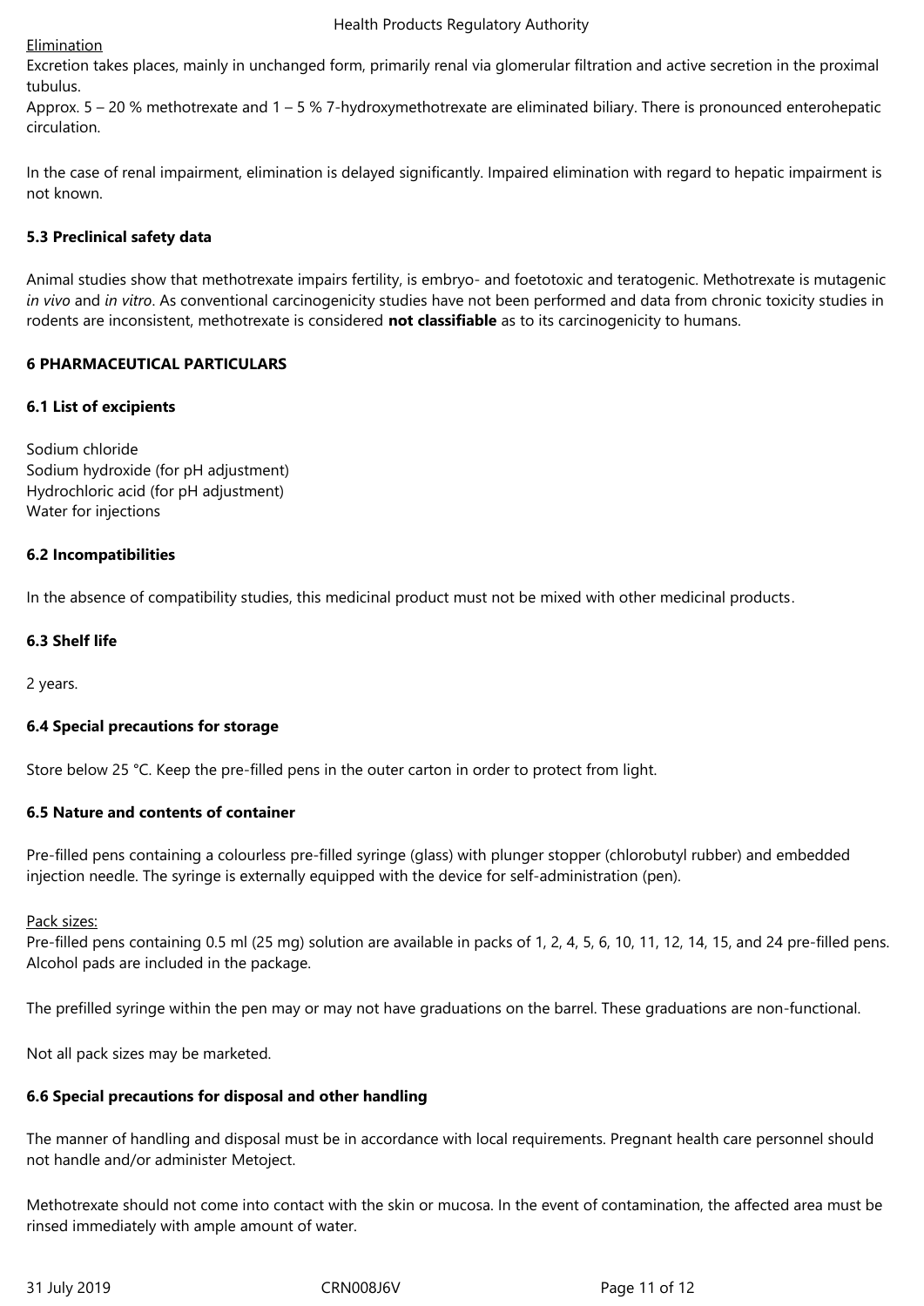Elimination

Excretion takes places, mainly in unchanged form, primarily renal via glomerular filtration and active secretion in the proximal tubulus.

Approx. 5 – 20 % methotrexate and 1 – 5 % 7-hydroxymethotrexate are eliminated biliary. There is pronounced enterohepatic circulation.

In the case of renal impairment, elimination is delayed significantly. Impaired elimination with regard to hepatic impairment is not known.

### 5.3 Preclinical safety data

Animal studies show that methotrexate impairs fertility, is embryo- and foetotoxic and teratogenic. Methotrexate is mutagenic *in vivo* and *in vitro*. As conventional carcinogenicity studies have not been performed and data from chronic toxicity studies in rodents are inconsistent, methotrexate is considered **not classifiable** as to its carcinogenicity to humans.

## 6 PHARMACEUTICAL PARTICULARS

### 6.1 List of excipients

Sodium chloride
Sodium hydroxide (for pH adjustment)
Hydrochloric acid (for pH adjustment)
Water for injections

### 6.2 Incompatibilities

In the absence of compatibility studies, this medicinal product must not be mixed with other medicinal products.

### 6.3 Shelf life

2 years.

### 6.4 Special precautions for storage

Store below 25 °C. Keep the pre-filled pens in the outer carton in order to protect from light.

### 6.5 Nature and contents of container

Pre-filled pens containing a colourless pre-filled syringe (glass) with plunger stopper (chlorobutyl rubber) and embedded injection needle. The syringe is externally equipped with the device for self-administration (pen).

Pack sizes:

Pre-filled pens containing 0.5 ml (25 mg) solution are available in packs of 1, 2, 4, 5, 6, 10, 11, 12, 14, 15, and 24 pre-filled pens. Alcohol pads are included in the package.

The prefilled syringe within the pen may or may not have graduations on the barrel. These graduations are non-functional.

Not all pack sizes may be marketed.

### 6.6 Special precautions for disposal and other handling

The manner of handling and disposal must be in accordance with local requirements. Pregnant health care personnel should not handle and/or administer Metoject.

Methotrexate should not come into contact with the skin or mucosa. In the event of contamination, the affected area must be rinsed immediately with ample amount of water.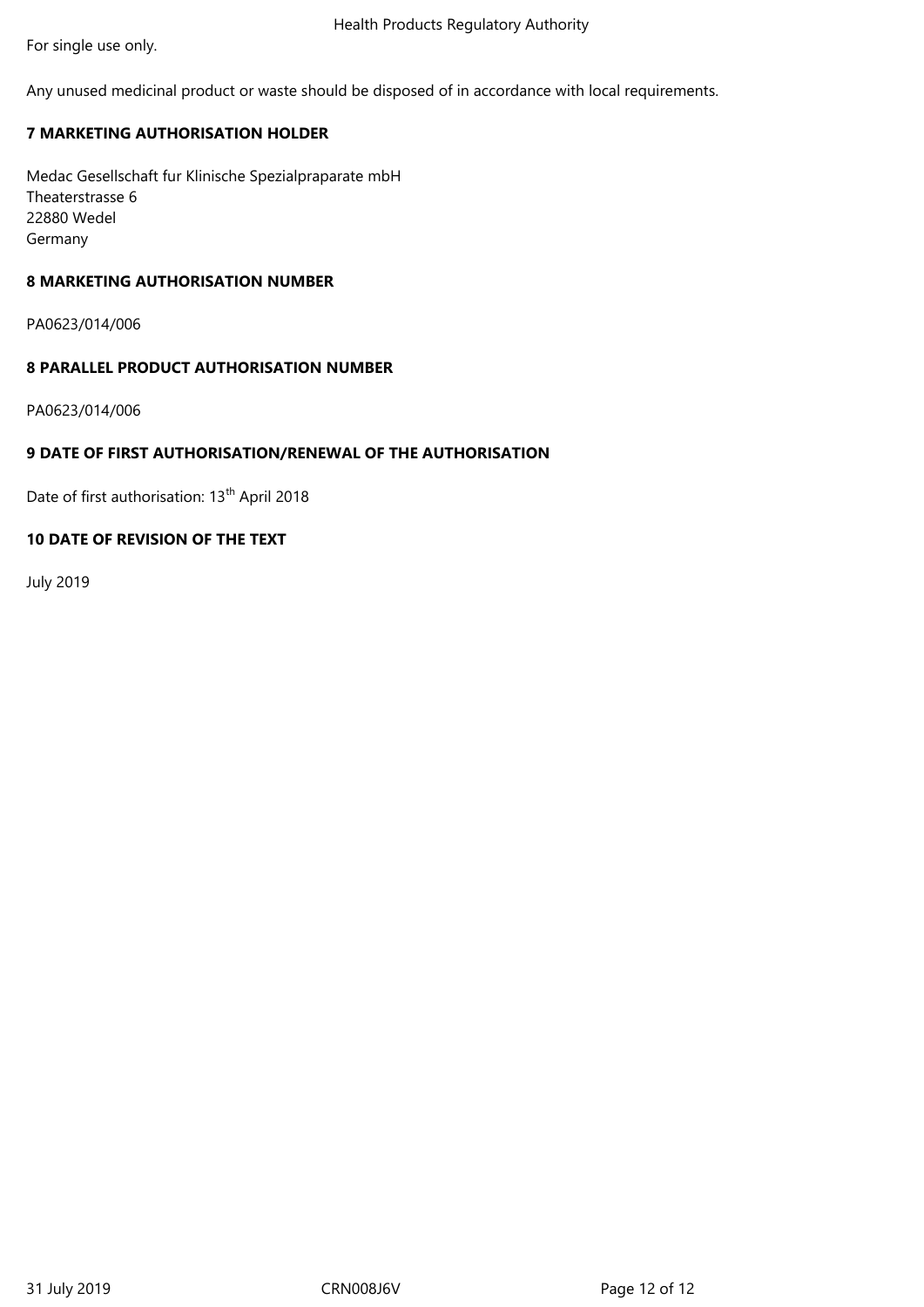For single use only.

Any unused medicinal product or waste should be disposed of in accordance with local requirements.

## 7 MARKETING AUTHORISATION HOLDER

Medac Gesellschaft fur Klinische Spezialpraparate mbH
Theaterstrasse 6
22880 Wedel
Germany

## 8 MARKETING AUTHORISATION NUMBER

PA0623/014/006

## 8 PARALLEL PRODUCT AUTHORISATION NUMBER

PA0623/014/006

## 9 DATE OF FIRST AUTHORISATION/RENEWAL OF THE AUTHORISATION

Date of first authorisation: 13th April 2018

## 10 DATE OF REVISION OF THE TEXT

July 2019